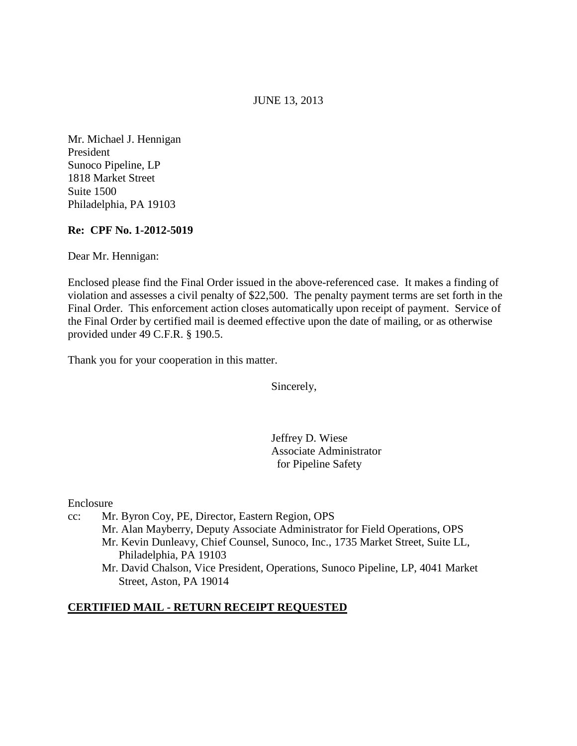JUNE 13, 2013

Mr. Michael J. Hennigan
President
Sunoco Pipeline, LP
1818 Market Street
Suite 1500
Philadelphia, PA 19103

**Re: CPF No. 1-2012-5019**

Dear Mr. Hennigan:

Enclosed please find the Final Order issued in the above-referenced case. It makes a finding of violation and assesses a civil penalty of $22,500. The penalty payment terms are set forth in the Final Order. This enforcement action closes automatically upon receipt of payment. Service of the Final Order by certified mail is deemed effective upon the date of mailing, or as otherwise provided under 49 C.F.R. § 190.5.

Thank you for your cooperation in this matter.

Sincerely,

Jeffrey D. Wiese
Associate Administrator
for Pipeline Safety

Enclosure

cc: Mr. Byron Coy, PE, Director, Eastern Region, OPS
Mr. Alan Mayberry, Deputy Associate Administrator for Field Operations, OPS
Mr. Kevin Dunleavy, Chief Counsel, Sunoco, Inc., 1735 Market Street, Suite LL, Philadelphia, PA 19103
Mr. David Chalson, Vice President, Operations, Sunoco Pipeline, LP, 4041 Market Street, Aston, PA 19014

**CERTIFIED MAIL - RETURN RECEIPT REQUESTED**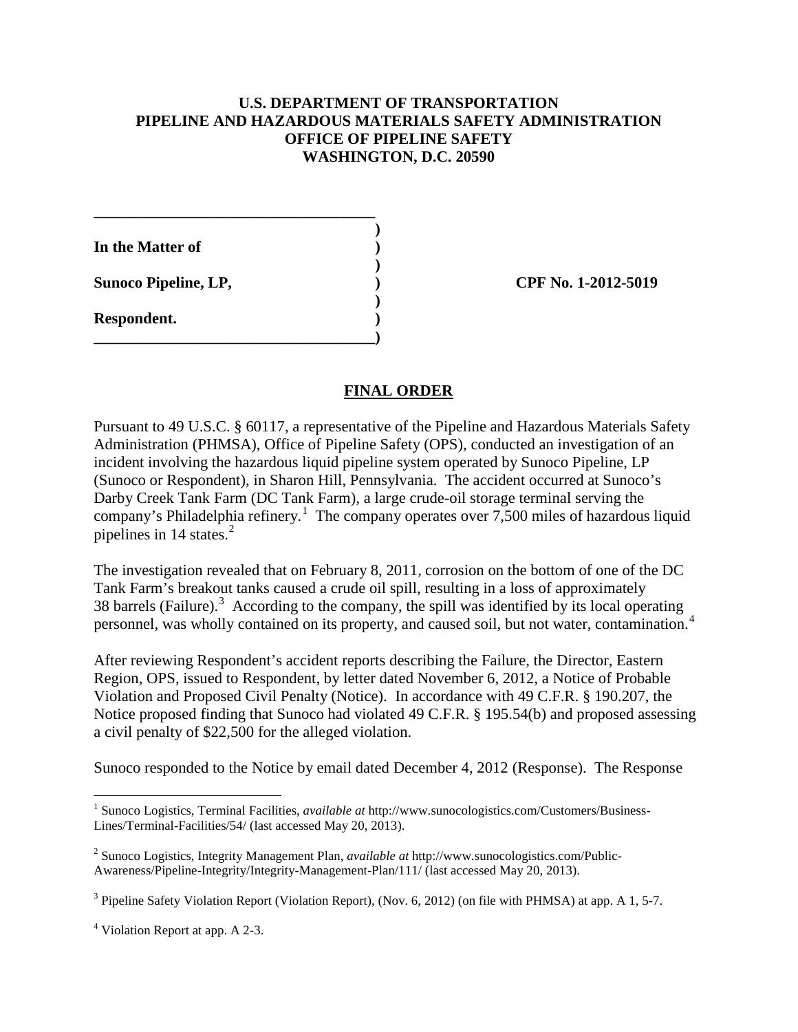**U.S. DEPARTMENT OF TRANSPORTATION**
**PIPELINE AND HAZARDOUS MATERIALS SAFETY ADMINISTRATION**
**OFFICE OF PIPELINE SAFETY**
**WASHINGTON, D.C. 20590**

| | | |
|---|---|---|
| **In the Matter of** | **)** | |
| | **)** | |
| **Sunoco Pipeline, LP,** | **)** | **CPF No. 1-2012-5019** |
| | **)** | |
| **Respondent.** | **)** | |

## FINAL ORDER

Pursuant to 49 U.S.C. § 60117, a representative of the Pipeline and Hazardous Materials Safety Administration (PHMSA), Office of Pipeline Safety (OPS), conducted an investigation of an incident involving the hazardous liquid pipeline system operated by Sunoco Pipeline, LP (Sunoco or Respondent), in Sharon Hill, Pennsylvania. The accident occurred at Sunoco's Darby Creek Tank Farm (DC Tank Farm), a large crude-oil storage terminal serving the company's Philadelphia refinery.[1] The company operates over 7,500 miles of hazardous liquid pipelines in 14 states.[2]

The investigation revealed that on February 8, 2011, corrosion on the bottom of one of the DC Tank Farm's breakout tanks caused a crude oil spill, resulting in a loss of approximately 38 barrels (Failure).[3] According to the company, the spill was identified by its local operating personnel, was wholly contained on its property, and caused soil, but not water, contamination.[4]

After reviewing Respondent's accident reports describing the Failure, the Director, Eastern Region, OPS, issued to Respondent, by letter dated November 6, 2012, a Notice of Probable Violation and Proposed Civil Penalty (Notice). In accordance with 49 C.F.R. § 190.207, the Notice proposed finding that Sunoco had violated 49 C.F.R. § 195.54(b) and proposed assessing a civil penalty of $22,500 for the alleged violation.

Sunoco responded to the Notice by email dated December 4, 2012 (Response). The Response

---

[1] Sunoco Logistics, Terminal Facilities, *available at* http://www.sunocologistics.com/Customers/Business-Lines/Terminal-Facilities/54/ (last accessed May 20, 2013).

[2] Sunoco Logistics, Integrity Management Plan, *available at* http://www.sunocologistics.com/Public-Awareness/Pipeline-Integrity/Integrity-Management-Plan/111/ (last accessed May 20, 2013).

[3] Pipeline Safety Violation Report (Violation Report), (Nov. 6, 2012) (on file with PHMSA) at app. A 1, 5-7.

[4] Violation Report at app. A 2-3.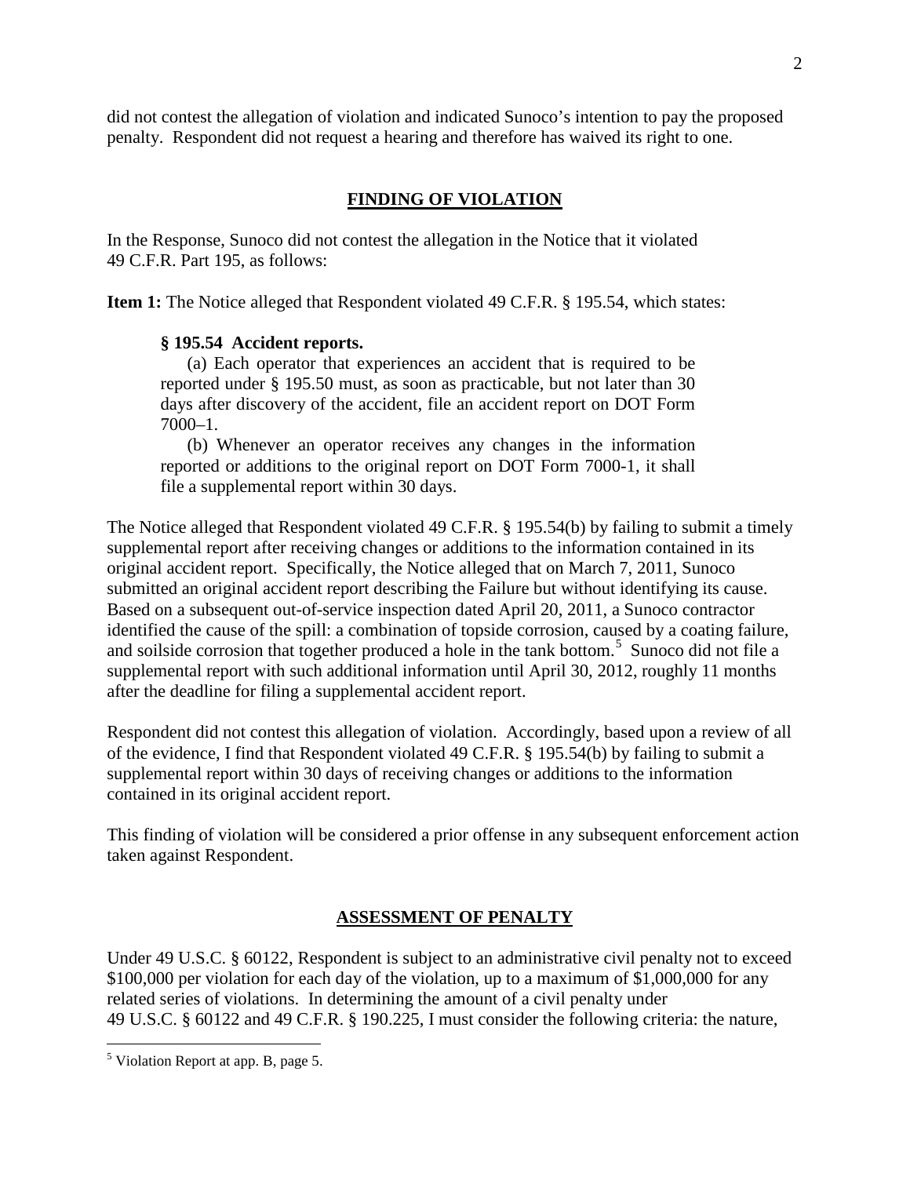did not contest the allegation of violation and indicated Sunoco's intention to pay the proposed penalty. Respondent did not request a hearing and therefore has waived its right to one.

## FINDING OF VIOLATION

In the Response, Sunoco did not contest the allegation in the Notice that it violated 49 C.F.R. Part 195, as follows:

**Item 1:** The Notice alleged that Respondent violated 49 C.F.R. § 195.54, which states:

> **§ 195.54 Accident reports.**
>
> (a) Each operator that experiences an accident that is required to be reported under § 195.50 must, as soon as practicable, but not later than 30 days after discovery of the accident, file an accident report on DOT Form 7000–1.
>
> (b) Whenever an operator receives any changes in the information reported or additions to the original report on DOT Form 7000-1, it shall file a supplemental report within 30 days.

The Notice alleged that Respondent violated 49 C.F.R. § 195.54(b) by failing to submit a timely supplemental report after receiving changes or additions to the information contained in its original accident report. Specifically, the Notice alleged that on March 7, 2011, Sunoco submitted an original accident report describing the Failure but without identifying its cause. Based on a subsequent out-of-service inspection dated April 20, 2011, a Sunoco contractor identified the cause of the spill: a combination of topside corrosion, caused by a coating failure, and soilside corrosion that together produced a hole in the tank bottom.[5] Sunoco did not file a supplemental report with such additional information until April 30, 2012, roughly 11 months after the deadline for filing a supplemental accident report.

Respondent did not contest this allegation of violation. Accordingly, based upon a review of all of the evidence, I find that Respondent violated 49 C.F.R. § 195.54(b) by failing to submit a supplemental report within 30 days of receiving changes or additions to the information contained in its original accident report.

This finding of violation will be considered a prior offense in any subsequent enforcement action taken against Respondent.

## ASSESSMENT OF PENALTY

Under 49 U.S.C. § 60122, Respondent is subject to an administrative civil penalty not to exceed $100,000 per violation for each day of the violation, up to a maximum of $1,000,000 for any related series of violations. In determining the amount of a civil penalty under 49 U.S.C. § 60122 and 49 C.F.R. § 190.225, I must consider the following criteria: the nature,

[5] Violation Report at app. B, page 5.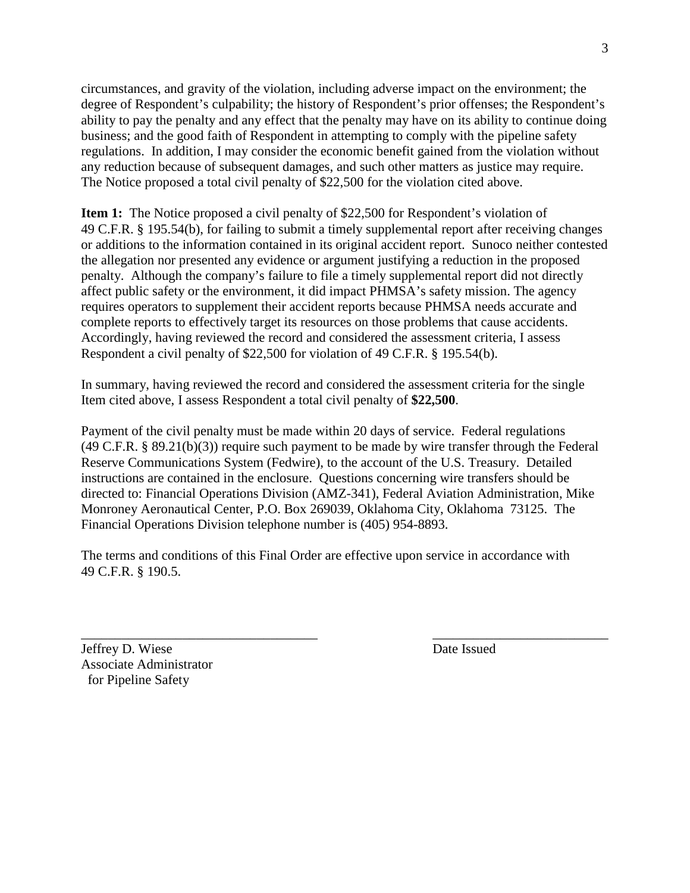circumstances, and gravity of the violation, including adverse impact on the environment; the degree of Respondent's culpability; the history of Respondent's prior offenses; the Respondent's ability to pay the penalty and any effect that the penalty may have on its ability to continue doing business; and the good faith of Respondent in attempting to comply with the pipeline safety regulations. In addition, I may consider the economic benefit gained from the violation without any reduction because of subsequent damages, and such other matters as justice may require. The Notice proposed a total civil penalty of $22,500 for the violation cited above.

**Item 1:** The Notice proposed a civil penalty of $22,500 for Respondent's violation of 49 C.F.R. § 195.54(b), for failing to submit a timely supplemental report after receiving changes or additions to the information contained in its original accident report. Sunoco neither contested the allegation nor presented any evidence or argument justifying a reduction in the proposed penalty. Although the company's failure to file a timely supplemental report did not directly affect public safety or the environment, it did impact PHMSA's safety mission. The agency requires operators to supplement their accident reports because PHMSA needs accurate and complete reports to effectively target its resources on those problems that cause accidents. Accordingly, having reviewed the record and considered the assessment criteria, I assess Respondent a civil penalty of $22,500 for violation of 49 C.F.R. § 195.54(b).

In summary, having reviewed the record and considered the assessment criteria for the single Item cited above, I assess Respondent a total civil penalty of **$22,500**.

Payment of the civil penalty must be made within 20 days of service. Federal regulations (49 C.F.R. § 89.21(b)(3)) require such payment to be made by wire transfer through the Federal Reserve Communications System (Fedwire), to the account of the U.S. Treasury. Detailed instructions are contained in the enclosure. Questions concerning wire transfers should be directed to: Financial Operations Division (AMZ-341), Federal Aviation Administration, Mike Monroney Aeronautical Center, P.O. Box 269039, Oklahoma City, Oklahoma 73125. The Financial Operations Division telephone number is (405) 954-8893.

The terms and conditions of this Final Order are effective upon service in accordance with 49 C.F.R. § 190.5.

\_\_\_\_\_\_\_\_\_\_\_\_\_\_\_\_\_\_\_\_\_\_\_\_\_\_\_\_\_\_\_\_\_\_\_\_ \_\_\_\_\_\_\_\_\_\_\_\_\_\_\_\_\_\_\_\_\_\_\_\_\_\_

Jeffrey D. Wiese
Associate Administrator
for Pipeline Safety

Date Issued